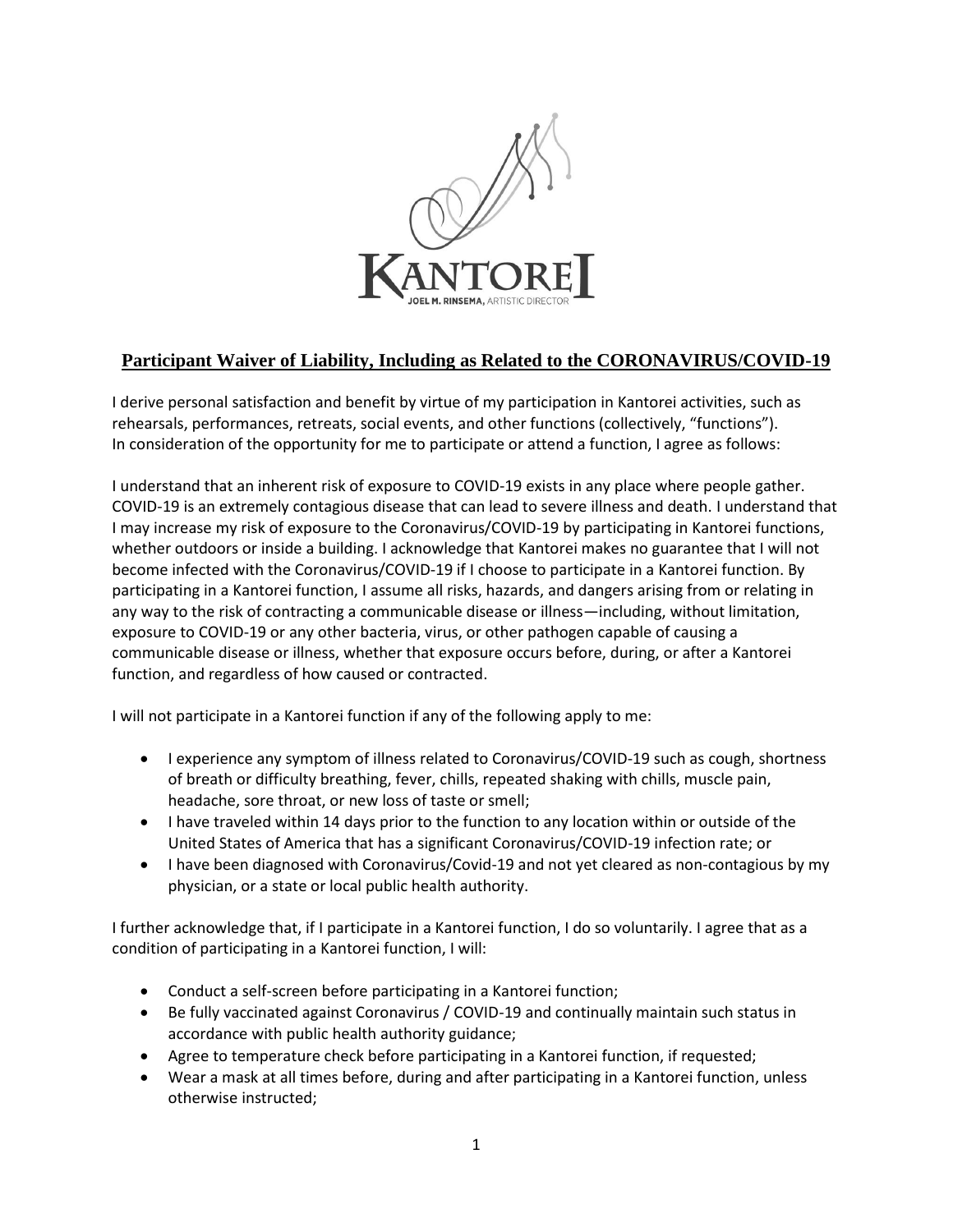KANTOREI

JOEL M. RINSEMA, ARTISTIC DIRECTOR

## Participant Waiver of Liability, Including as Related to the CORONAVIRUS/COVID-19

I derive personal satisfaction and benefit by virtue of my participation in Kantorei activities, such as rehearsals, performances, retreats, social events, and other functions (collectively, "functions"). In consideration of the opportunity for me to participate or attend a function, I agree as follows:

I understand that an inherent risk of exposure to COVID-19 exists in any place where people gather. COVID-19 is an extremely contagious disease that can lead to severe illness and death. I understand that I may increase my risk of exposure to the Coronavirus/COVID-19 by participating in Kantorei functions, whether outdoors or inside a building. I acknowledge that Kantorei makes no guarantee that I will not become infected with the Coronavirus/COVID-19 if I choose to participate in a Kantorei function. By participating in a Kantorei function, I assume all risks, hazards, and dangers arising from or relating in any way to the risk of contracting a communicable disease or illness—including, without limitation, exposure to COVID-19 or any other bacteria, virus, or other pathogen capable of causing a communicable disease or illness, whether that exposure occurs before, during, or after a Kantorei function, and regardless of how caused or contracted.

I will not participate in a Kantorei function if any of the following apply to me:

- I experience any symptom of illness related to Coronavirus/COVID-19 such as cough, shortness of breath or difficulty breathing, fever, chills, repeated shaking with chills, muscle pain, headache, sore throat, or new loss of taste or smell;
- I have traveled within 14 days prior to the function to any location within or outside of the United States of America that has a significant Coronavirus/COVID-19 infection rate; or
- I have been diagnosed with Coronavirus/Covid-19 and not yet cleared as non-contagious by my physician, or a state or local public health authority.

I further acknowledge that, if I participate in a Kantorei function, I do so voluntarily. I agree that as a condition of participating in a Kantorei function, I will:

- Conduct a self-screen before participating in a Kantorei function;
- Be fully vaccinated against Coronavirus / COVID-19 and continually maintain such status in accordance with public health authority guidance;
- Agree to temperature check before participating in a Kantorei function, if requested;
- Wear a mask at all times before, during and after participating in a Kantorei function, unless otherwise instructed;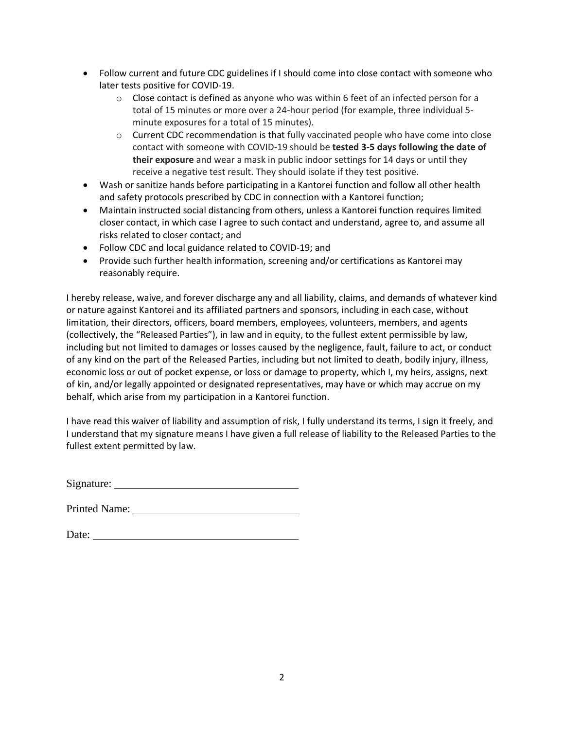- Follow current and future CDC guidelines if I should come into close contact with someone who later tests positive for COVID-19.
    - Close contact is defined as anyone who was within 6 feet of an infected person for a total of 15 minutes or more over a 24-hour period (for example, three individual 5-minute exposures for a total of 15 minutes).
    - Current CDC recommendation is that fully vaccinated people who have come into close contact with someone with COVID-19 should be **tested 3-5 days following the date of their exposure** and wear a mask in public indoor settings for 14 days or until they receive a negative test result. They should isolate if they test positive.
- Wash or sanitize hands before participating in a Kantorei function and follow all other health and safety protocols prescribed by CDC in connection with a Kantorei function;
- Maintain instructed social distancing from others, unless a Kantorei function requires limited closer contact, in which case I agree to such contact and understand, agree to, and assume all risks related to closer contact; and
- Follow CDC and local guidance related to COVID-19; and
- Provide such further health information, screening and/or certifications as Kantorei may reasonably require.

I hereby release, waive, and forever discharge any and all liability, claims, and demands of whatever kind or nature against Kantorei and its affiliated partners and sponsors, including in each case, without limitation, their directors, officers, board members, employees, volunteers, members, and agents (collectively, the "Released Parties"), in law and in equity, to the fullest extent permissible by law, including but not limited to damages or losses caused by the negligence, fault, failure to act, or conduct of any kind on the part of the Released Parties, including but not limited to death, bodily injury, illness, economic loss or out of pocket expense, or loss or damage to property, which I, my heirs, assigns, next of kin, and/or legally appointed or designated representatives, may have or which may accrue on my behalf, which arise from my participation in a Kantorei function.

I have read this waiver of liability and assumption of risk, I fully understand its terms, I sign it freely, and I understand that my signature means I have given a full release of liability to the Released Parties to the fullest extent permitted by law.

Signature: ________________________________

Printed Name: _____________________________

Date: ____________________________________